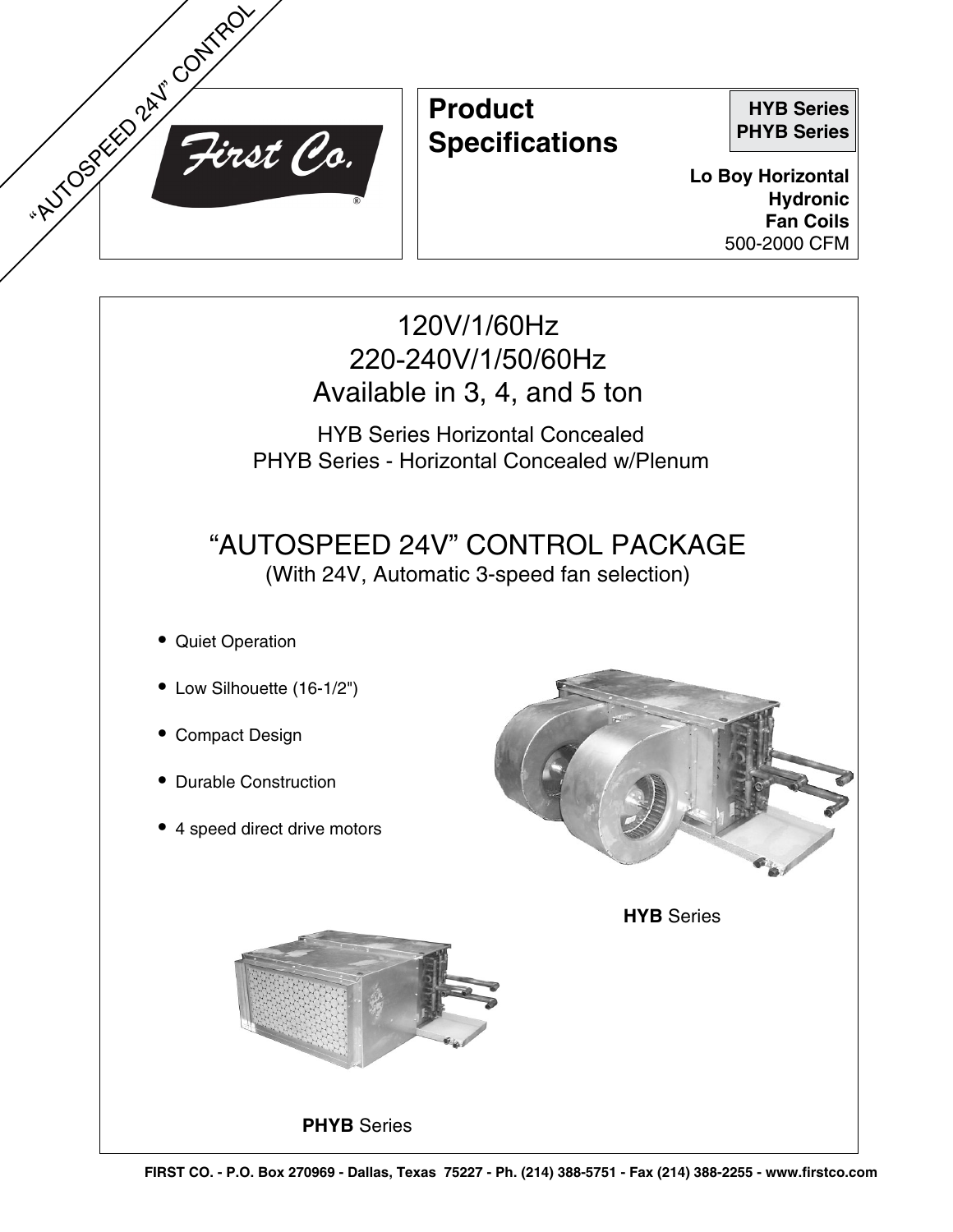"AUTOSPEED 24V" CONTROL

First Co.®

# Product Specifications

**HYB Series**
**PHYB Series**

**Lo Boy Horizontal**
**Hydronic**
**Fan Coils**
500-2000 CFM

## 120V/1/60Hz
## 220-240V/1/50/60Hz
## Available in 3, 4, and 5 ton

HYB Series Horizontal Concealed
PHYB Series - Horizontal Concealed w/Plenum

## "AUTOSPEED 24V" CONTROL PACKAGE

(With 24V, Automatic 3-speed fan selection)

- Quiet Operation
- Low Silhouette (16-1/2")
- Compact Design
- Durable Construction
- 4 speed direct drive motors

**HYB** Series

**PHYB** Series

FIRST CO. - P.O. Box 270969 - Dallas, Texas 75227 - Ph. (214) 388-5751 - Fax (214) 388-2255 - www.firstco.com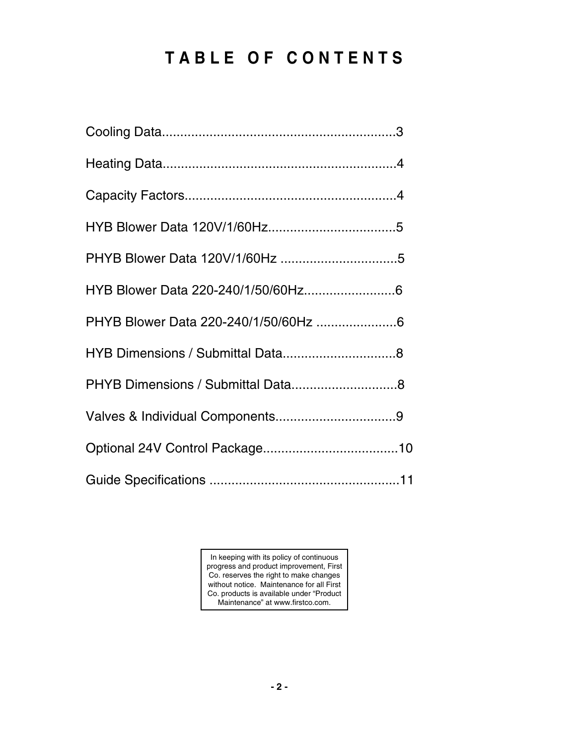# TABLE OF CONTENTS

Cooling Data................................................................3

Heating Data................................................................4

Capacity Factors..........................................................4

HYB Blower Data 120V/1/60Hz...................................5

PHYB Blower Data 120V/1/60Hz ................................5

HYB Blower Data 220-240/1/50/60Hz.........................6

PHYB Blower Data 220-240/1/50/60Hz ......................6

HYB Dimensions / Submittal Data...............................8

PHYB Dimensions / Submittal Data.............................8

Valves & Individual Components.................................9

Optional 24V Control Package....................................10

Guide Specifications ....................................................11

In keeping with its policy of continuous progress and product improvement, First Co. reserves the right to make changes without notice. Maintenance for all First Co. products is available under "Product Maintenance" at www.firstco.com.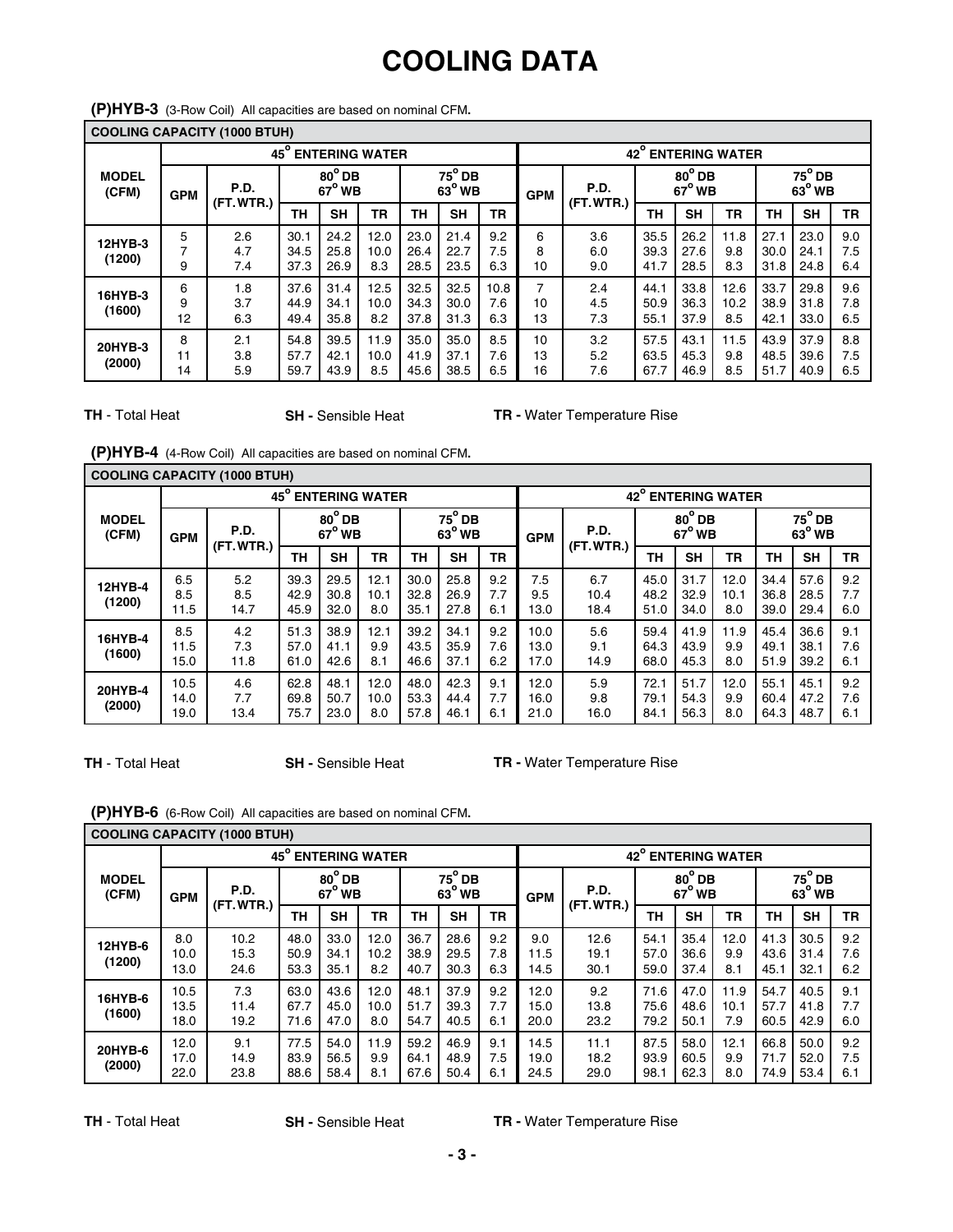# COOLING DATA

**(P)HYB-3** (3-Row Coil) All capacities are based on nominal CFM.

| COOLING CAPACITY (1000 BTUH) | | | | | | | | | | | | | | | | | |
|---|---|---|---|---|---|---|---|---|---|---|---|---|---|---|---|---|---|
| MODEL (CFM) | 45° ENTERING WATER | | | | | | | | 42° ENTERING WATER | | | | | | | | |
| | GPM | P.D. (FT. WTR.) | 80° DB 67° WB | | | 75° DB 63° WB | | | GPM | P.D. (FT. WTR.) | 80° DB 67° WB | | | 75° DB 63° WB | | | |
| | | | TH | SH | TR | TH | SH | TR | | | TH | SH | TR | TH | SH | TR | |
| 12HYB-3 (1200) | 5 | 2.6 | 30.1 | 24.2 | 12.0 | 23.0 | 21.4 | 9.2 | 6 | 3.6 | 35.5 | 26.2 | 11.8 | 27.1 | 23.0 | 9.0 | |
| | 7 | 4.7 | 34.5 | 25.8 | 10.0 | 26.4 | 22.7 | 7.5 | 8 | 6.0 | 39.3 | 27.6 | 9.8 | 30.0 | 24.1 | 7.5 | |
| | 9 | 7.4 | 37.3 | 26.9 | 8.3 | 28.5 | 23.5 | 6.3 | 10 | 9.0 | 41.7 | 28.5 | 8.3 | 31.8 | 24.8 | 6.4 | |
| 16HYB-3 (1600) | 6 | 1.8 | 37.6 | 31.4 | 12.5 | 32.5 | 32.5 | 10.8 | 7 | 2.4 | 44.1 | 33.8 | 12.6 | 33.7 | 29.8 | 9.6 | |
| | 9 | 3.7 | 44.9 | 34.1 | 10.0 | 34.3 | 30.0 | 7.6 | 10 | 4.5 | 50.9 | 36.3 | 10.2 | 38.9 | 31.8 | 7.8 | |
| | 12 | 6.3 | 49.4 | 35.8 | 8.2 | 37.8 | 31.3 | 6.3 | 13 | 7.3 | 55.1 | 37.9 | 8.5 | 42.1 | 33.0 | 6.5 | |
| 20HYB-3 (2000) | 8 | 2.1 | 54.8 | 39.5 | 11.9 | 35.0 | 35.0 | 8.5 | 10 | 3.2 | 57.5 | 43.1 | 11.5 | 43.9 | 37.9 | 8.8 | |
| | 11 | 3.8 | 57.7 | 42.1 | 10.0 | 41.9 | 37.1 | 7.6 | 13 | 5.2 | 63.5 | 45.3 | 9.8 | 48.5 | 39.6 | 7.5 | |
| | 14 | 5.9 | 59.7 | 43.9 | 8.5 | 45.6 | 38.5 | 6.5 | 16 | 7.6 | 67.7 | 46.9 | 8.5 | 51.7 | 40.9 | 6.5 | |

**TH** - Total Heat **SH -** Sensible Heat **TR -** Water Temperature Rise

**(P)HYB-4** (4-Row Coil) All capacities are based on nominal CFM.

| COOLING CAPACITY (1000 BTUH) | | | | | | | | | | | | | | | | | |
|---|---|---|---|---|---|---|---|---|---|---|---|---|---|---|---|---|---|
| MODEL (CFM) | 45° ENTERING WATER | | | | | | | | 42° ENTERING WATER | | | | | | | | |
| | GPM | P.D. (FT. WTR.) | 80° DB 67° WB | | | 75° DB 63° WB | | | GPM | P.D. (FT. WTR.) | 80° DB 67° WB | | | 75° DB 63° WB | | | |
| | | | TH | SH | TR | TH | SH | TR | | | TH | SH | TR | TH | SH | TR | |
| 12HYB-4 (1200) | 6.5 | 5.2 | 39.3 | 29.5 | 12.1 | 30.0 | 25.8 | 9.2 | 7.5 | 6.7 | 45.0 | 31.7 | 12.0 | 34.4 | 57.6 | 9.2 | |
| | 8.5 | 8.5 | 42.9 | 30.8 | 10.1 | 32.8 | 26.9 | 7.7 | 9.5 | 10.4 | 48.2 | 32.9 | 10.1 | 36.8 | 28.5 | 7.7 | |
| | 11.5 | 14.7 | 45.9 | 32.0 | 8.0 | 35.1 | 27.8 | 6.1 | 13.0 | 18.4 | 51.0 | 34.0 | 8.0 | 39.0 | 29.4 | 6.0 | |
| 16HYB-4 (1600) | 8.5 | 4.2 | 51.3 | 38.9 | 12.1 | 39.2 | 34.1 | 9.2 | 10.0 | 5.6 | 59.4 | 41.9 | 11.9 | 45.4 | 36.6 | 9.1 | |
| | 11.5 | 7.3 | 57.0 | 41.1 | 9.9 | 43.5 | 35.9 | 7.6 | 13.0 | 9.1 | 64.3 | 43.9 | 9.9 | 49.1 | 38.1 | 7.6 | |
| | 15.0 | 11.8 | 61.0 | 42.6 | 8.1 | 46.6 | 37.1 | 6.2 | 17.0 | 14.9 | 68.0 | 45.3 | 8.0 | 51.9 | 39.2 | 6.1 | |
| 20HYB-4 (2000) | 10.5 | 4.6 | 62.8 | 48.1 | 12.0 | 48.0 | 42.3 | 9.1 | 12.0 | 5.9 | 72.1 | 51.7 | 12.0 | 55.1 | 45.1 | 9.2 | |
| | 14.0 | 7.7 | 69.8 | 50.7 | 10.0 | 53.3 | 44.4 | 7.7 | 16.0 | 9.8 | 79.1 | 54.3 | 9.9 | 60.4 | 47.2 | 7.6 | |
| | 19.0 | 13.4 | 75.7 | 23.0 | 8.0 | 57.8 | 46.1 | 6.1 | 21.0 | 16.0 | 84.1 | 56.3 | 8.0 | 64.3 | 48.7 | 6.1 | |

**TH** - Total Heat **SH -** Sensible Heat **TR -** Water Temperature Rise

**(P)HYB-6** (6-Row Coil) All capacities are based on nominal CFM.

| COOLING CAPACITY (1000 BTUH) | | | | | | | | | | | | | | | | | |
|---|---|---|---|---|---|---|---|---|---|---|---|---|---|---|---|---|---|
| MODEL (CFM) | 45° ENTERING WATER | | | | | | | | 42° ENTERING WATER | | | | | | | | |
| | GPM | P.D. (FT. WTR.) | 80° DB 67° WB | | | 75° DB 63° WB | | | GPM | P.D. (FT. WTR.) | 80° DB 67° WB | | | 75° DB 63° WB | | | |
| | | | TH | SH | TR | TH | SH | TR | | | TH | SH | TR | TH | SH | TR | |
| 12HYB-6 (1200) | 8.0 | 10.2 | 48.0 | 33.0 | 12.0 | 36.7 | 28.6 | 9.2 | 9.0 | 12.6 | 54.1 | 35.4 | 12.0 | 41.3 | 30.5 | 9.2 | |
| | 10.0 | 15.3 | 50.9 | 34.1 | 10.2 | 38.9 | 29.5 | 7.8 | 11.5 | 19.1 | 57.0 | 36.6 | 9.9 | 43.6 | 31.4 | 7.6 | |
| | 13.0 | 24.6 | 53.3 | 35.1 | 8.2 | 40.7 | 30.3 | 6.3 | 14.5 | 30.1 | 59.0 | 37.4 | 8.1 | 45.1 | 32.1 | 6.2 | |
| 16HYB-6 (1600) | 10.5 | 7.3 | 63.0 | 43.6 | 12.0 | 48.1 | 37.9 | 9.2 | 12.0 | 9.2 | 71.6 | 47.0 | 11.9 | 54.7 | 40.5 | 9.1 | |
| | 13.5 | 11.4 | 67.7 | 45.0 | 10.0 | 51.7 | 39.3 | 7.7 | 15.0 | 13.8 | 75.6 | 48.6 | 10.1 | 57.7 | 41.8 | 7.7 | |
| | 18.0 | 19.2 | 71.6 | 47.0 | 8.0 | 54.7 | 40.5 | 6.1 | 20.0 | 23.2 | 79.2 | 50.1 | 7.9 | 60.5 | 42.9 | 6.0 | |
| 20HYB-6 (2000) | 12.0 | 9.1 | 77.5 | 54.0 | 11.9 | 59.2 | 46.9 | 9.1 | 14.5 | 11.1 | 87.5 | 58.0 | 12.1 | 66.8 | 50.0 | 9.2 | |
| | 17.0 | 14.9 | 83.9 | 56.5 | 9.9 | 64.1 | 48.9 | 7.5 | 19.0 | 18.2 | 93.9 | 60.5 | 9.9 | 71.7 | 52.0 | 7.5 | |
| | 22.0 | 23.8 | 88.6 | 58.4 | 8.1 | 67.6 | 50.4 | 6.1 | 24.5 | 29.0 | 98.1 | 62.3 | 8.0 | 74.9 | 53.4 | 6.1 | |

**TH** - Total Heat **SH -** Sensible Heat **TR -** Water Temperature Rise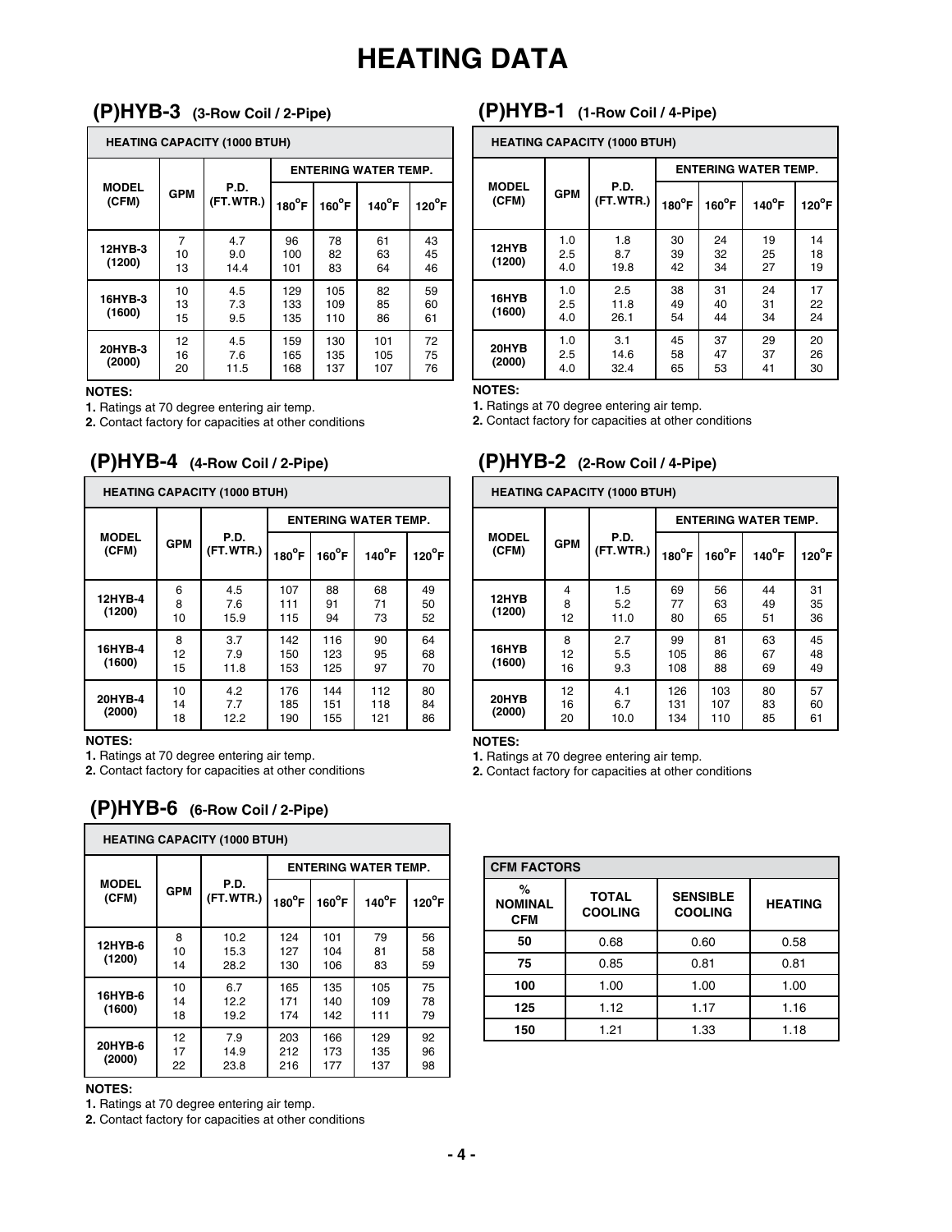# HEATING DATA

## (P)HYB-3 (3-Row Coil / 2-Pipe)

| HEATING CAPACITY (1000 BTUH) | | | | | | |
|---|---|---|---|---|---|---|
| MODEL (CFM) | GPM | P.D. (FT. WTR.) | ENTERING WATER TEMP. | | | |
| | | | 180°F | 160°F | 140°F | 120°F |
| 12HYB-3 (1200) | 7 | 4.7 | 96 | 78 | 61 | 43 |
| | 10 | 9.0 | 100 | 82 | 63 | 45 |
| | 13 | 14.4 | 101 | 83 | 64 | 46 |
| 16HYB-3 (1600) | 10 | 4.5 | 129 | 105 | 82 | 59 |
| | 13 | 7.3 | 133 | 109 | 85 | 60 |
| | 15 | 9.5 | 135 | 110 | 86 | 61 |
| 20HYB-3 (2000) | 12 | 4.5 | 159 | 130 | 101 | 72 |
| | 16 | 7.6 | 165 | 135 | 105 | 75 |
| | 20 | 11.5 | 168 | 137 | 107 | 76 |

**NOTES:**

**1.** Ratings at 70 degree entering air temp.

**2.** Contact factory for capacities at other conditions

## (P)HYB-1 (1-Row Coil / 4-Pipe)

| HEATING CAPACITY (1000 BTUH) | | | | | | |
|---|---|---|---|---|---|---|
| MODEL (CFM) | GPM | P.D. (FT. WTR.) | ENTERING WATER TEMP. | | | |
| | | | 180°F | 160°F | 140°F | 120°F |
| 12HYB (1200) | 1.0 | 1.8 | 30 | 24 | 19 | 14 |
| | 2.5 | 8.7 | 39 | 32 | 25 | 18 |
| | 4.0 | 19.8 | 42 | 34 | 27 | 19 |
| 16HYB (1600) | 1.0 | 2.5 | 38 | 31 | 24 | 17 |
| | 2.5 | 11.8 | 49 | 40 | 31 | 22 |
| | 4.0 | 26.1 | 54 | 44 | 34 | 24 |
| 20HYB (2000) | 1.0 | 3.1 | 45 | 37 | 29 | 20 |
| | 2.5 | 14.6 | 58 | 47 | 37 | 26 |
| | 4.0 | 32.4 | 65 | 53 | 41 | 30 |

**NOTES:**

**1.** Ratings at 70 degree entering air temp.

**2.** Contact factory for capacities at other conditions

## (P)HYB-4 (4-Row Coil / 2-Pipe)

| HEATING CAPACITY (1000 BTUH) | | | | | | |
|---|---|---|---|---|---|---|
| MODEL (CFM) | GPM | P.D. (FT. WTR.) | ENTERING WATER TEMP. | | | |
| | | | 180°F | 160°F | 140°F | 120°F |
| 12HYB-4 (1200) | 6 | 4.5 | 107 | 88 | 68 | 49 |
| | 8 | 7.6 | 111 | 91 | 71 | 50 |
| | 10 | 15.9 | 115 | 94 | 73 | 52 |
| 16HYB-4 (1600) | 8 | 3.7 | 142 | 116 | 90 | 64 |
| | 12 | 7.9 | 150 | 123 | 95 | 68 |
| | 15 | 11.8 | 153 | 125 | 97 | 70 |
| 20HYB-4 (2000) | 10 | 4.2 | 176 | 144 | 112 | 80 |
| | 14 | 7.7 | 185 | 151 | 118 | 84 |
| | 18 | 12.2 | 190 | 155 | 121 | 86 |

**NOTES:**

**1.** Ratings at 70 degree entering air temp.

**2.** Contact factory for capacities at other conditions

## (P)HYB-2 (2-Row Coil / 4-Pipe)

| HEATING CAPACITY (1000 BTUH) | | | | | | |
|---|---|---|---|---|---|---|
| MODEL (CFM) | GPM | P.D. (FT. WTR.) | ENTERING WATER TEMP. | | | |
| | | | 180°F | 160°F | 140°F | 120°F |
| 12HYB (1200) | 4 | 1.5 | 69 | 56 | 44 | 31 |
| | 8 | 5.2 | 77 | 63 | 49 | 35 |
| | 12 | 11.0 | 80 | 65 | 51 | 36 |
| 16HYB (1600) | 8 | 2.7 | 99 | 81 | 63 | 45 |
| | 12 | 5.5 | 105 | 86 | 67 | 48 |
| | 16 | 9.3 | 108 | 88 | 69 | 49 |
| 20HYB (2000) | 12 | 4.1 | 126 | 103 | 80 | 57 |
| | 16 | 6.7 | 131 | 107 | 83 | 60 |
| | 20 | 10.0 | 134 | 110 | 85 | 61 |

**NOTES:**

**1.** Ratings at 70 degree entering air temp.

**2.** Contact factory for capacities at other conditions

## (P)HYB-6 (6-Row Coil / 2-Pipe)

| HEATING CAPACITY (1000 BTUH) | | | | | | |
|---|---|---|---|---|---|---|
| MODEL (CFM) | GPM | P.D. (FT. WTR.) | ENTERING WATER TEMP. | | | |
| | | | 180°F | 160°F | 140°F | 120°F |
| 12HYB-6 (1200) | 8 | 10.2 | 124 | 101 | 79 | 56 |
| | 10 | 15.3 | 127 | 104 | 81 | 58 |
| | 14 | 28.2 | 130 | 106 | 83 | 59 |
| 16HYB-6 (1600) | 10 | 6.7 | 165 | 135 | 105 | 75 |
| | 14 | 12.2 | 171 | 140 | 109 | 78 |
| | 18 | 19.2 | 174 | 142 | 111 | 79 |
| 20HYB-6 (2000) | 12 | 7.9 | 203 | 166 | 129 | 92 |
| | 17 | 14.9 | 212 | 173 | 135 | 96 |
| | 22 | 23.8 | 216 | 177 | 137 | 98 |

**NOTES:**

**1.** Ratings at 70 degree entering air temp.

**2.** Contact factory for capacities at other conditions

| CFM FACTORS | | | |
|---|---|---|---|
| % NOMINAL CFM | TOTAL COOLING | SENSIBLE COOLING | HEATING |
| 50 | 0.68 | 0.60 | 0.58 |
| 75 | 0.85 | 0.81 | 0.81 |
| 100 | 1.00 | 1.00 | 1.00 |
| 125 | 1.12 | 1.17 | 1.16 |
| 150 | 1.21 | 1.33 | 1.18 |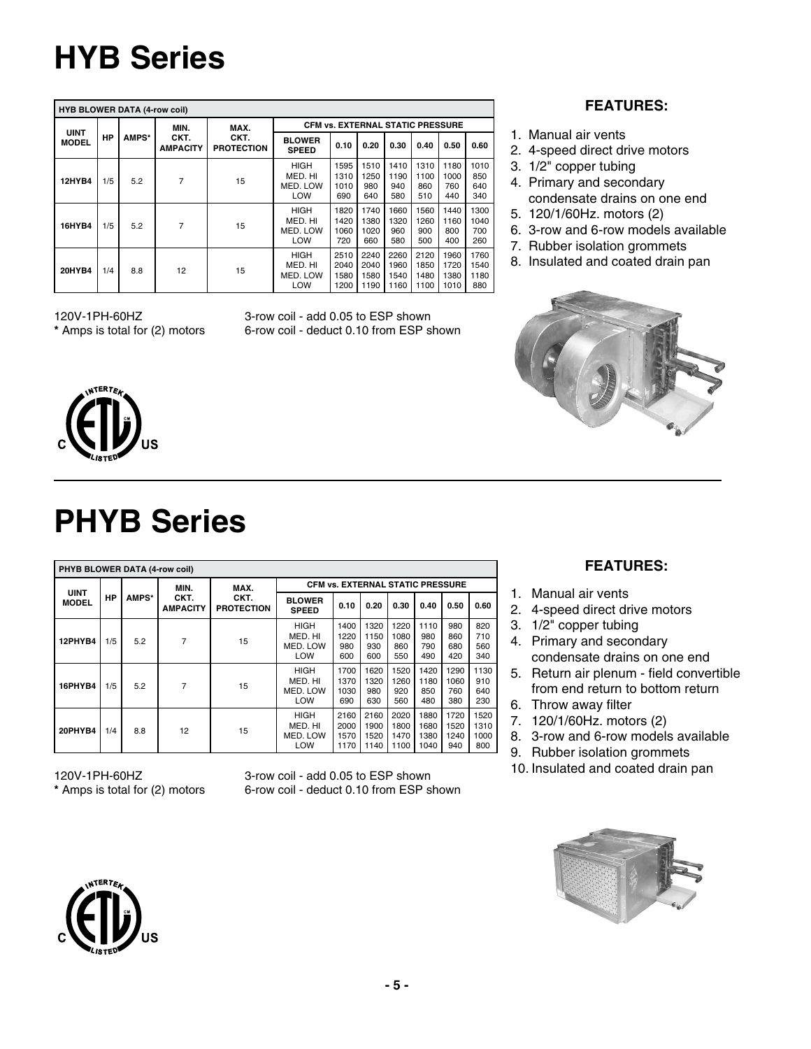# HYB Series

| HYB BLOWER DATA (4-row coil) | | | | | | | | | | | |
|---|---|---|---|---|---|---|---|---|---|---|---|
| UINT MODEL | HP | AMPS* | MIN. CKT. AMPACITY | MAX. CKT. PROTECTION | CFM vs. EXTERNAL STATIC PRESSURE | | | | | | |
| | | | | | BLOWER SPEED | 0.10 | 0.20 | 0.30 | 0.40 | 0.50 | 0.60 |
| 12HYB4 | 1/5 | 5.2 | 7 | 15 | HIGH<br>MED. HI<br>MED. LOW<br>LOW | 1595<br>1310<br>1010<br>690 | 1510<br>1250<br>980<br>640 | 1410<br>1190<br>940<br>580 | 1310<br>1100<br>860<br>510 | 1180<br>1000<br>760<br>440 | 1010<br>850<br>640<br>340 |
| 16HYB4 | 1/5 | 5.2 | 7 | 15 | HIGH<br>MED. HI<br>MED. LOW<br>LOW | 1820<br>1420<br>1060<br>720 | 1740<br>1380<br>1020<br>660 | 1660<br>1320<br>960<br>580 | 1560<br>1260<br>900<br>500 | 1440<br>1160<br>800<br>400 | 1300<br>1040<br>700<br>260 |
| 20HYB4 | 1/4 | 8.8 | 12 | 15 | HIGH<br>MED. HI<br>MED. LOW<br>LOW | 2510<br>2040<br>1580<br>1200 | 2240<br>2040<br>1580<br>1190 | 2260<br>1960<br>1540<br>1160 | 2120<br>1850<br>1480<br>1100 | 1960<br>1720<br>1380<br>1010 | 1760<br>1540<br>1180<br>880 |

120V-1PH-60HZ
* Amps is total for (2) motors

3-row coil - add 0.05 to ESP shown
6-row coil - deduct 0.10 from ESP shown

**FEATURES:**

1. Manual air vents
2. 4-speed direct drive motors
3. 1/2" copper tubing
4. Primary and secondary condensate drains on one end
5. 120/1/60Hz. motors (2)
6. 3-row and 6-row models available
7. Rubber isolation grommets
8. Insulated and coated drain pan

# PHYB Series

| PHYB BLOWER DATA (4-row coil) | | | | | | | | | | | |
|---|---|---|---|---|---|---|---|---|---|---|---|
| UINT MODEL | HP | AMPS* | MIN. CKT. AMPACITY | MAX. CKT. PROTECTION | CFM vs. EXTERNAL STATIC PRESSURE | | | | | | |
| | | | | | BLOWER SPEED | 0.10 | 0.20 | 0.30 | 0.40 | 0.50 | 0.60 |
| 12PHYB4 | 1/5 | 5.2 | 7 | 15 | HIGH<br>MED. HI<br>MED. LOW<br>LOW | 1400<br>1220<br>980<br>600 | 1320<br>1150<br>930<br>600 | 1220<br>1080<br>860<br>550 | 1110<br>980<br>790<br>490 | 980<br>860<br>680<br>420 | 820<br>710<br>560<br>340 |
| 16PHYB4 | 1/5 | 5.2 | 7 | 15 | HIGH<br>MED. HI<br>MED. LOW<br>LOW | 1700<br>1370<br>1030<br>690 | 1620<br>1320<br>980<br>630 | 1520<br>1260<br>920<br>560 | 1420<br>1180<br>850<br>480 | 1290<br>1060<br>760<br>380 | 1130<br>910<br>640<br>230 |
| 20PHYB4 | 1/4 | 8.8 | 12 | 15 | HIGH<br>MED. HI<br>MED. LOW<br>LOW | 2160<br>2000<br>1570<br>1170 | 2160<br>1900<br>1520<br>1140 | 2020<br>1800<br>1470<br>1100 | 1880<br>1680<br>1380<br>1040 | 1720<br>1520<br>1240<br>940 | 1520<br>1310<br>1000<br>800 |

120V-1PH-60HZ
* Amps is total for (2) motors

3-row coil - add 0.05 to ESP shown
6-row coil - deduct 0.10 from ESP shown

**FEATURES:**

1. Manual air vents
2. 4-speed direct drive motors
3. 1/2" copper tubing
4. Primary and secondary condensate drains on one end
5. Return air plenum - field convertible from end return to bottom return
6. Throw away filter
7. 120/1/60Hz. motors (2)
8. 3-row and 6-row models available
9. Rubber isolation grommets
10. Insulated and coated drain pan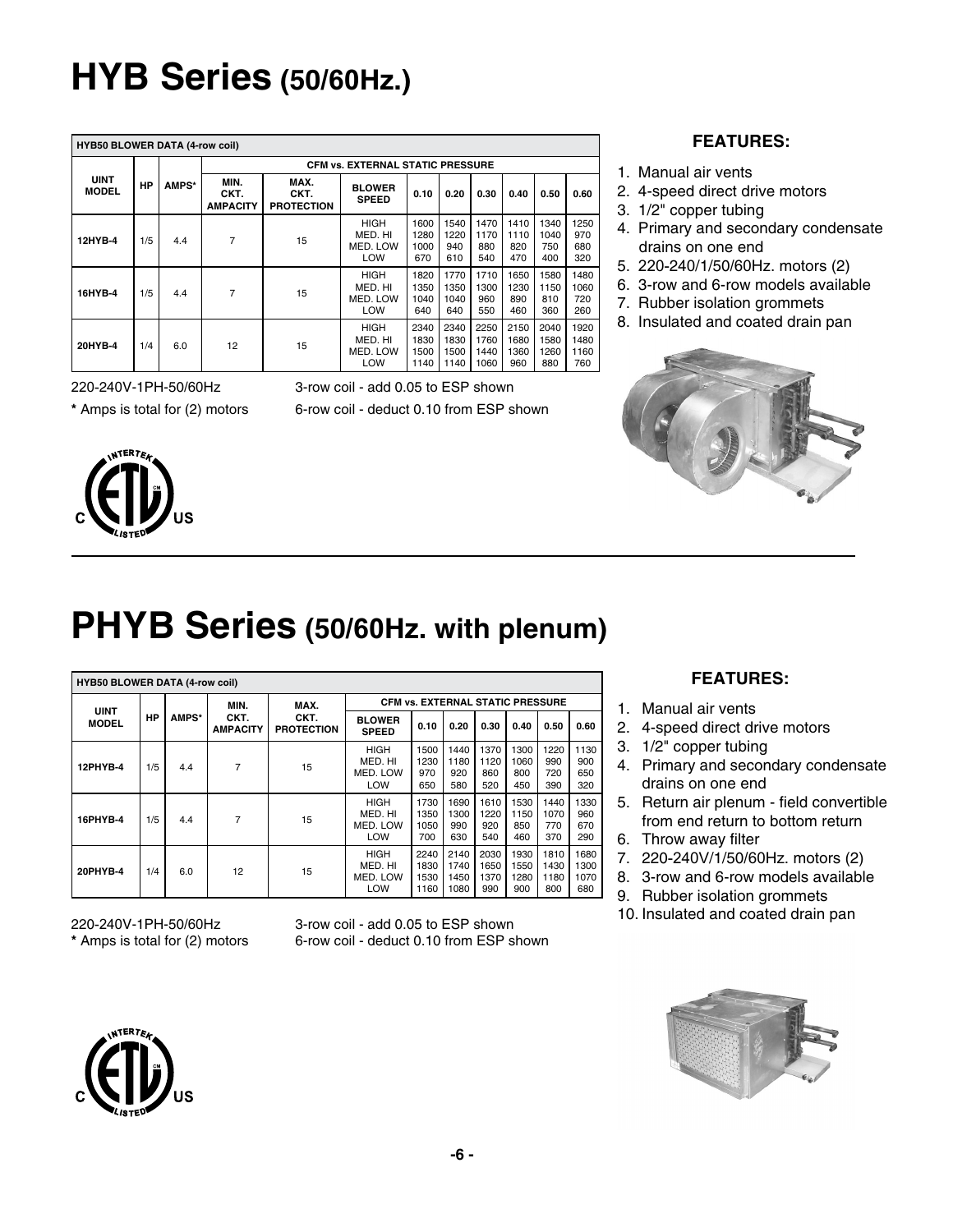# HYB Series (50/60Hz.)

| HYB50 BLOWER DATA (4-row coil) | | | | | | | | | | | |
|---|---|---|---|---|---|---|---|---|---|---|---|
| | | | CFM vs. EXTERNAL STATIC PRESSURE | | | | | | | | |
| UIINT MODEL | HP | AMPS* | MIN. CKT. AMPACITY | MAX. CKT. PROTECTION | BLOWER SPEED | 0.10 | 0.20 | 0.30 | 0.40 | 0.50 | 0.60 |
| 12HYB-4 | 1/5 | 4.4 | 7 | 15 | HIGH<br>MED. HI<br>MED. LOW<br>LOW | 1600<br>1280<br>1000<br>670 | 1540<br>1220<br>940<br>610 | 1470<br>1170<br>880<br>540 | 1410<br>1110<br>820<br>470 | 1340<br>1040<br>750<br>400 | 1250<br>970<br>680<br>320 |
| 16HYB-4 | 1/5 | 4.4 | 7 | 15 | HIGH<br>MED. HI<br>MED. LOW<br>LOW | 1820<br>1350<br>1040<br>640 | 1770<br>1350<br>1040<br>640 | 1710<br>1300<br>960<br>550 | 1650<br>1230<br>890<br>460 | 1580<br>1150<br>810<br>360 | 1480<br>1060<br>720<br>260 |
| 20HYB-4 | 1/4 | 6.0 | 12 | 15 | HIGH<br>MED. HI<br>MED. LOW<br>LOW | 2340<br>1830<br>1500<br>1140 | 2340<br>1830<br>1500<br>1140 | 2250<br>1760<br>1440<br>1060 | 2150<br>1680<br>1360<br>960 | 2040<br>1580<br>1260<br>880 | 1920<br>1480<br>1160<br>760 |

220-240V-1PH-50/60Hz

* Amps is total for (2) motors

3-row coil - add 0.05 to ESP shown

6-row coil - deduct 0.10 from ESP shown

### FEATURES:

1. Manual air vents
2. 4-speed direct drive motors
3. 1/2" copper tubing
4. Primary and secondary condensate drains on one end
5. 220-240/1/50/60Hz. motors (2)
6. 3-row and 6-row models available
7. Rubber isolation grommets
8. Insulated and coated drain pan

# PHYB Series (50/60Hz. with plenum)

| HYB50 BLOWER DATA (4-row coil) | | | | | | | | | | | |
|---|---|---|---|---|---|---|---|---|---|---|---|
| | | | | | CFM vs. EXTERNAL STATIC PRESSURE | | | | | | |
| UIINT MODEL | HP | AMPS* | MIN. CKT. AMPACITY | MAX. CKT. PROTECTION | BLOWER SPEED | 0.10 | 0.20 | 0.30 | 0.40 | 0.50 | 0.60 |
| 12PHYB-4 | 1/5 | 4.4 | 7 | 15 | HIGH<br>MED. HI<br>MED. LOW<br>LOW | 1500<br>1230<br>970<br>650 | 1440<br>1180<br>920<br>580 | 1370<br>1120<br>860<br>520 | 1300<br>1060<br>800<br>450 | 1220<br>990<br>720<br>390 | 1130<br>900<br>650<br>320 |
| 16PHYB-4 | 1/5 | 4.4 | 7 | 15 | HIGH<br>MED. HI<br>MED. LOW<br>LOW | 1730<br>1350<br>1050<br>700 | 1690<br>1300<br>990<br>630 | 1610<br>1220<br>920<br>540 | 1530<br>1150<br>850<br>460 | 1440<br>1070<br>770<br>370 | 1330<br>960<br>670<br>290 |
| 20PHYB-4 | 1/4 | 6.0 | 12 | 15 | HIGH<br>MED. HI<br>MED. LOW<br>LOW | 2240<br>1830<br>1530<br>1160 | 2140<br>1740<br>1450<br>1080 | 2030<br>1650<br>1370<br>990 | 1930<br>1550<br>1280<br>900 | 1810<br>1430<br>1180<br>800 | 1680<br>1300<br>1070<br>680 |

220-240V-1PH-50/60Hz

* Amps is total for (2) motors

3-row coil - add 0.05 to ESP shown

6-row coil - deduct 0.10 from ESP shown

### FEATURES:

1. Manual air vents
2. 4-speed direct drive motors
3. 1/2" copper tubing
4. Primary and secondary condensate drains on one end
5. Return air plenum - field convertible from end return to bottom return
6. Throw away filter
7. 220-240V/1/50/60Hz. motors (2)
8. 3-row and 6-row models available
9. Rubber isolation grommets
10. Insulated and coated drain pan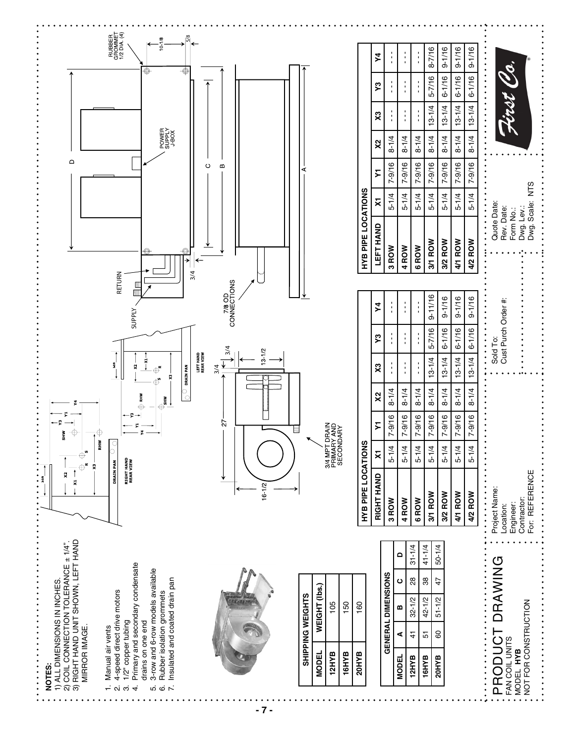**NOTES:**

1) ALL DIMENSIONS IN INCHES.
2) COIL CONNECTION TOLERANCE ± 1/4".
3) RIGHT HAND UNIT SHOWN, LEFT HAND MIRROR IMAGE.

1. Manual air vents
2. 4-speed direct drive motors
3. 1/2" copper tubing
4. Primary and secondary condensate drains on one end
5. 3-row and 6-row models available
6. Rubber isolation grommets
7. Insulated and coated drain pan

| SHIPPING WEIGHTS | |
|---|---|
| MODEL | WEIGHT (lbs.) |
| 12HYB | 105 |
| 16HYB | 150 |
| 20HYB | 160 |

| GENERAL DIMENSIONS | | | | |
|---|---|---|---|---|
| MODEL | A | B | C | D |
| 12HYB | 41 | 32-1/2 | 28 | 31-1/4 |
| 16HYB | 51 | 42-1/2 | 38 | 41-1/4 |
| 20HYB | 60 | 51-1/2 | 47 | 50-1/4 |

| HYB PIPE LOCATIONS | | | | | | | |
|---|---|---|---|---|---|---|---|
| RIGHT HAND | X1 | Y1 | X2 | X3 | Y3 | Y4 |
| 3 ROW | 5-1/4 | 7-9/16 | 8-1/4 | --- | --- | --- |
| 4 ROW | 5-1/4 | 7-9/16 | 8-1/4 | --- | --- | --- |
| 6 ROW | 5-1/4 | 7-9/16 | 8-1/4 | --- | --- | --- |
| 3/1 ROW | 5-1/4 | 7-9/16 | 8-1/4 | 13-1/4 | 5-7/16 | 9-11/16 |
| 3/2 ROW | 5-1/4 | 7-9/16 | 8-1/4 | 13-1/4 | 6-1/16 | 9-1/16 |
| 4/1 ROW | 5-1/4 | 7-9/16 | 8-1/4 | 13-1/4 | 6-1/16 | 9-1/16 |
| 4/2 ROW | 5-1/4 | 7-9/16 | 8-1/4 | 13-1/4 | 6-1/16 | 9-1/16 |

| HYB PIPE LOCATIONS | | | | | | |
|---|---|---|---|---|---|---|
| LEFT HAND | X1 | Y1 | X2 | X3 | Y3 | Y4 |
| 3 ROW | 5-1/4 | 7-9/16 | 8-1/4 | --- | --- | --- |
| 4 ROW | 5-1/4 | 7-9/16 | 8-1/4 | --- | --- | --- |
| 6 ROW | 5-1/4 | 7-9/16 | 8-1/4 | --- | --- | --- |
| 3/1 ROW | 5-1/4 | 7-9/16 | 8-1/4 | 13-1/4 | 5-7/16 | 8-7/16 |
| 3/2 ROW | 5-1/4 | 7-9/16 | 8-1/4 | 13-1/4 | 6-1/16 | 9-1/16 |
| 4/1 ROW | 5-1/4 | 7-9/16 | 8-1/4 | 13-1/4 | 6-1/16 | 9-1/16 |
| 4/2 ROW | 5-1/4 | 7-9/16 | 8-1/4 | 13-1/4 | 6-1/16 | 9-1/16 |

RIGHT HAND REAR VIEW — LEFT HAND REAR VIEW — DRAIN PAN — SHW — RHW — S — R

3/4 MPT DRAIN PRIMARY AND SECONDARY

7/8 OD CONNECTIONS

SUPPLY — RETURN — POWER SUPPLY J-BOX

RUBBER GROMMET 1/2 DIA. (4)

# PRODUCT DRAWING

FAN COIL UNITS
MODEL **HYB**
NOT FOR CONSTRUCTION

Project Name:
Location:
Engineer:
Contractor:
For: REFERENCE

Sold To:
Cust Purch Order #:

Quote Date:
Rev. Date:
Form No.:
Dwg. Lev.:
Dwg. Scale: NTS

First Co.®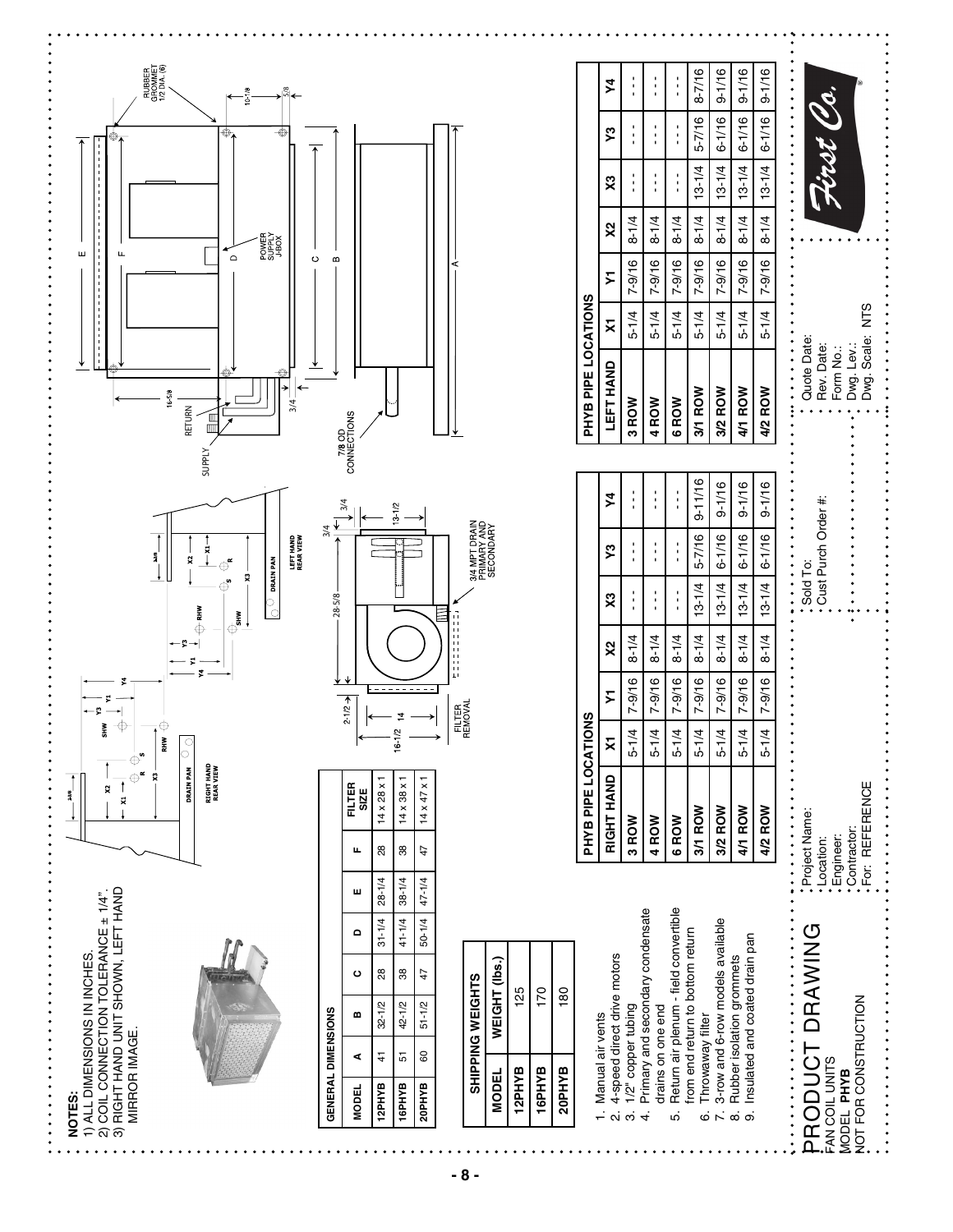**NOTES:**
1) ALL DIMENSIONS IN INCHES.
2) COIL CONNECTION TOLERANCE ± 1/4".
3) RIGHT HAND UNIT SHOWN, LEFT HAND MIRROR IMAGE.

**GENERAL DIMENSIONS**

| MODEL | A | B | C | D | E | F | FILTER SIZE |
|---|---|---|---|---|---|---|---|
| 12PHYB | 41 | 32-1/2 | 28 | 31-1/4 | 28-1/4 | 28 | 14 x 28 x 1 |
| 16PHYB | 51 | 42-1/2 | 38 | 41-1/4 | 38-1/4 | 38 | 14 x 38 x 1 |
| 20PHYB | 60 | 51-1/2 | 47 | 50-1/4 | 47-1/4 | 47 | 14 x 47 x 1 |

**SHIPPING WEIGHTS**

| MODEL | WEIGHT (lbs.) |
|---|---|
| 12PHYB | 125 |
| 16PHYB | 170 |
| 20PHYB | 180 |

1. Manual air vents
2. 4-speed direct drive motors
3. 1/2" copper tubing
4. Primary and secondary condensate drains on one end
5. Return air plenum - field convertible from end return to bottom return
6. Throwaway filter
7. 3-row and 6-row models available
8. Rubber isolation grommets
9. Insulated and coated drain pan

**PHYB PIPE LOCATIONS**

| RIGHT HAND | X1 | Y1 | X2 | X3 | Y3 | Y4 |
|---|---|---|---|---|---|---|
| 3 ROW | 5-1/4 | 7-9/16 | 8-1/4 | - - - | - - - | - - - |
| 4 ROW | 5-1/4 | 7-9/16 | 8-1/4 | - - - | - - - | - - - |
| 6 ROW | 5-1/4 | 7-9/16 | 8-1/4 | - - - | - - - | - - - |
| 3/1 ROW | 5-1/4 | 7-9/16 | 8-1/4 | 13-1/4 | 5-7/16 | 9-11/16 |
| 3/2 ROW | 5-1/4 | 7-9/16 | 8-1/4 | 13-1/4 | 6-1/16 | 9-1/16 |
| 4/1 ROW | 5-1/4 | 7-9/16 | 8-1/4 | 13-1/4 | 6-1/16 | 9-1/16 |
| 4/2 ROW | 5-1/4 | 7-9/16 | 8-1/4 | 13-1/4 | 6-1/16 | 9-1/16 |

**PHYB PIPE LOCATIONS**

| LEFT HAND | X1 | Y1 | X2 | X3 | Y3 | Y4 |
|---|---|---|---|---|---|---|
| 3 ROW | 5-1/4 | 7-9/16 | 8-1/4 | - - - | - - - | - - - |
| 4 ROW | 5-1/4 | 7-9/16 | 8-1/4 | - - - | - - - | - - - |
| 6 ROW | 5-1/4 | 7-9/16 | 8-1/4 | - - - | - - - | - - - |
| 3/1 ROW | 5-1/4 | 7-9/16 | 8-1/4 | 13-1/4 | 5-7/16 | 8-7/16 |
| 3/2 ROW | 5-1/4 | 7-9/16 | 8-1/4 | 13-1/4 | 6-1/16 | 9-1/16 |
| 4/1 ROW | 5-1/4 | 7-9/16 | 8-1/4 | 13-1/4 | 6-1/16 | 9-1/16 |
| 4/2 ROW | 5-1/4 | 7-9/16 | 8-1/4 | 13-1/4 | 6-1/16 | 9-1/16 |

RIGHT HAND REAR VIEW — LEFT HAND REAR VIEW — DRAIN PAN — SHW — RHW — S — R

SUPPLY — RETURN — 7/8 OD CONNECTIONS — POWER SUPPLY J-BOX — RUBBER GROMMET 1/2 DIA. (6) — FILTER REMOVAL — 3/4 MPT DRAIN PRIMARY AND SECONDARY

# PRODUCT DRAWING

FAN COIL UNITS
MODEL **PHYB**
NOT FOR CONSTRUCTION

Project Name:
Location:
Engineer:
Contractor:
For: REFERENCE

Sold To:
Cust Purch Order #:

Quote Date:
Rev. Date:
Form No.:
Dwg. Lev.:
Dwg. Scale: NTS

First Co.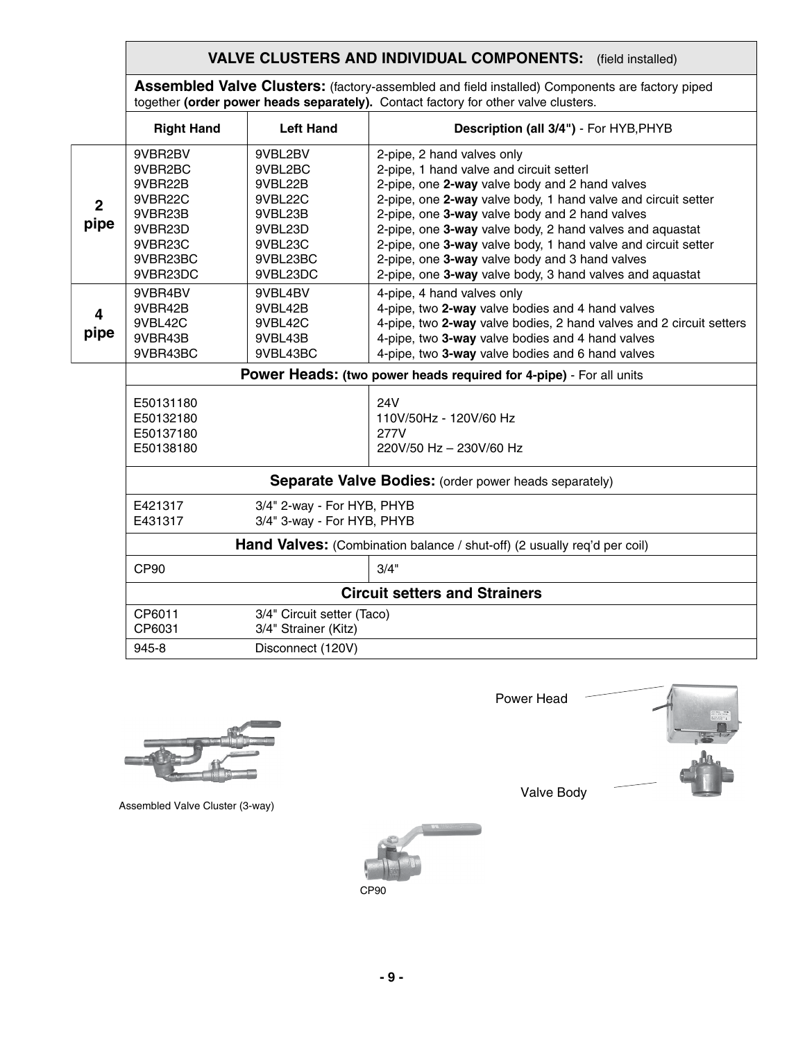## VALVE CLUSTERS AND INDIVIDUAL COMPONENTS: (field installed)

**Assembled Valve Clusters:** (factory-assembled and field installed) Components are factory piped together **(order power heads separately).** Contact factory for other valve clusters.

| | Right Hand | Left Hand | Description (all 3/4") - For HYB,PHYB |
|---|---|---|---|
| **2 pipe** | 9VBR2BV | 9VBL2BV | 2-pipe, 2 hand valves only |
| | 9VBR2BC | 9VBL2BC | 2-pipe, 1 hand valve and circuit setterl |
| | 9VBR22B | 9VBL22B | 2-pipe, one **2-way** valve body and 2 hand valves |
| | 9VBR22C | 9VBL22C | 2-pipe, one **2-way** valve body, 1 hand valve and circuit setter |
| | 9VBR23B | 9VBL23B | 2-pipe, one **3-way** valve body and 2 hand valves |
| | 9VBR23D | 9VBL23D | 2-pipe, one **3-way** valve body, 2 hand valves and aquastat |
| | 9VBR23C | 9VBL23C | 2-pipe, one **3-way** valve body, 1 hand valve and circuit setter |
| | 9VBR23BC | 9VBL23BC | 2-pipe, one **3-way** valve body and 3 hand valves |
| | 9VBR23DC | 9VBL23DC | 2-pipe, one **3-way** valve body, 3 hand valves and aquastat |
| **4 pipe** | 9VBR4BV | 9VBL4BV | 4-pipe, 4 hand valves only |
| | 9VBR42B | 9VBL42B | 4-pipe, two **2-way** valve bodies and 4 hand valves |
| | 9VBL42C | 9VBL42C | 4-pipe, two **2-way** valve bodies, 2 hand valves and 2 circuit setters |
| | 9VBR43B | 9VBL43B | 4-pipe, two **3-way** valve bodies and 4 hand valves |
| | 9VBR43BC | 9VBL43BC | 4-pipe, two **3-way** valve bodies and 6 hand valves |

**Power Heads: (two power heads required for 4-pipe)** - For all units

| Part | Voltage |
|---|---|
| E50131180 | 24V |
| E50132180 | 110V/50Hz - 120V/60 Hz |
| E50137180 | 277V |
| E50138180 | 220V/50 Hz – 230V/60 Hz |

**Separate Valve Bodies:** (order power heads separately)

| Part | Description |
|---|---|
| E421317 | 3/4" 2-way - For HYB, PHYB |
| E431317 | 3/4" 3-way - For HYB, PHYB |

**Hand Valves:** (Combination balance / shut-off) (2 usually req'd per coil)

| Part | Size |
|---|---|
| CP90 | 3/4" |

**Circuit setters and Strainers**

| Part | Description |
|---|---|
| CP6011 | 3/4" Circuit setter (Taco) |
| CP6031 | 3/4" Strainer (Kitz) |
| 945-8 | Disconnect (120V) |

Assembled Valve Cluster (3-way)

Power Head

Valve Body

CP90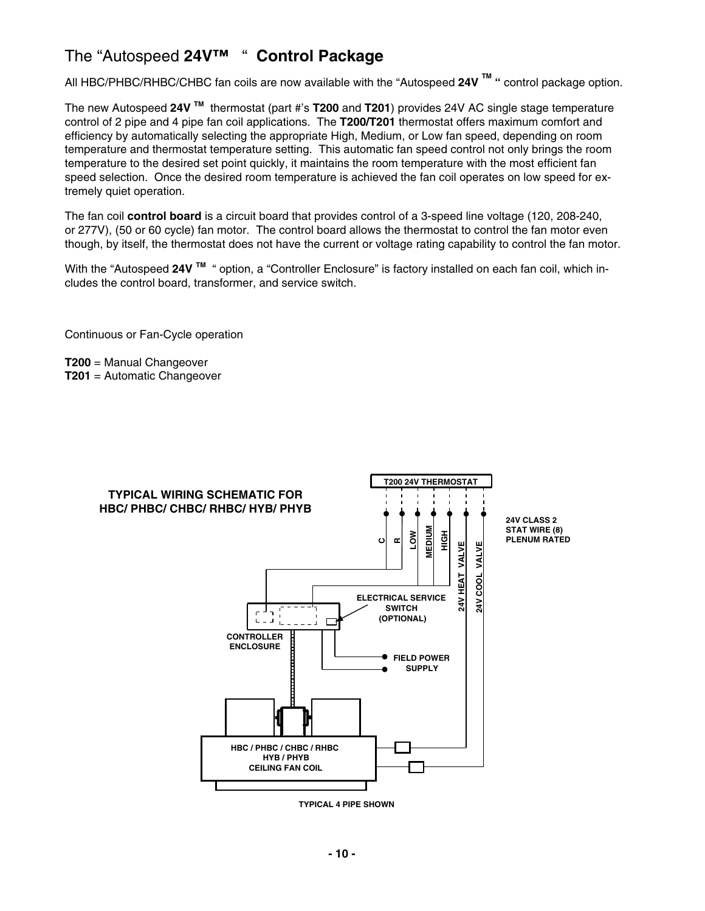# The "Autospeed **24V™** " **Control Package**

All HBC/PHBC/RHBC/CHBC fan coils are now available with the "Autospeed **24V** **TM** **"** control package option.

The new Autospeed **24V** **TM** thermostat (part #'s **T200** and **T201**) provides 24V AC single stage temperature control of 2 pipe and 4 pipe fan coil applications. The **T200/T201** thermostat offers maximum comfort and efficiency by automatically selecting the appropriate High, Medium, or Low fan speed, depending on room temperature and thermostat temperature setting. This automatic fan speed control not only brings the room temperature to the desired set point quickly, it maintains the room temperature with the most efficient fan speed selection. Once the desired room temperature is achieved the fan coil operates on low speed for extremely quiet operation.

The fan coil **control board** is a circuit board that provides control of a 3-speed line voltage (120, 208-240, or 277V), (50 or 60 cycle) fan motor. The control board allows the thermostat to control the fan motor even though, by itself, the thermostat does not have the current or voltage rating capability to control the fan motor.

With the "Autospeed **24V** **TM** " option, a "Controller Enclosure" is factory installed on each fan coil, which includes the control board, transformer, and service switch.

Continuous or Fan-Cycle operation

**T200** = Manual Changeover
**T201** = Automatic Changeover

**TYPICAL WIRING SCHEMATIC FOR HBC/ PHBC/ CHBC/ RHBC/ HYB/ PHYB**

T200 24V THERMOSTAT

C, R, LOW, MEDIUM, HIGH, 24V HEAT VALVE, 24V COOL VALVE

24V CLASS 2 STAT WIRE (8) PLENUM RATED

ELECTRICAL SERVICE SWITCH (OPTIONAL)

CONTROLLER ENCLOSURE

FIELD POWER SUPPLY

HBC / PHBC / CHBC / RHBC HYB / PHYB CEILING FAN COIL

TYPICAL 4 PIPE SHOWN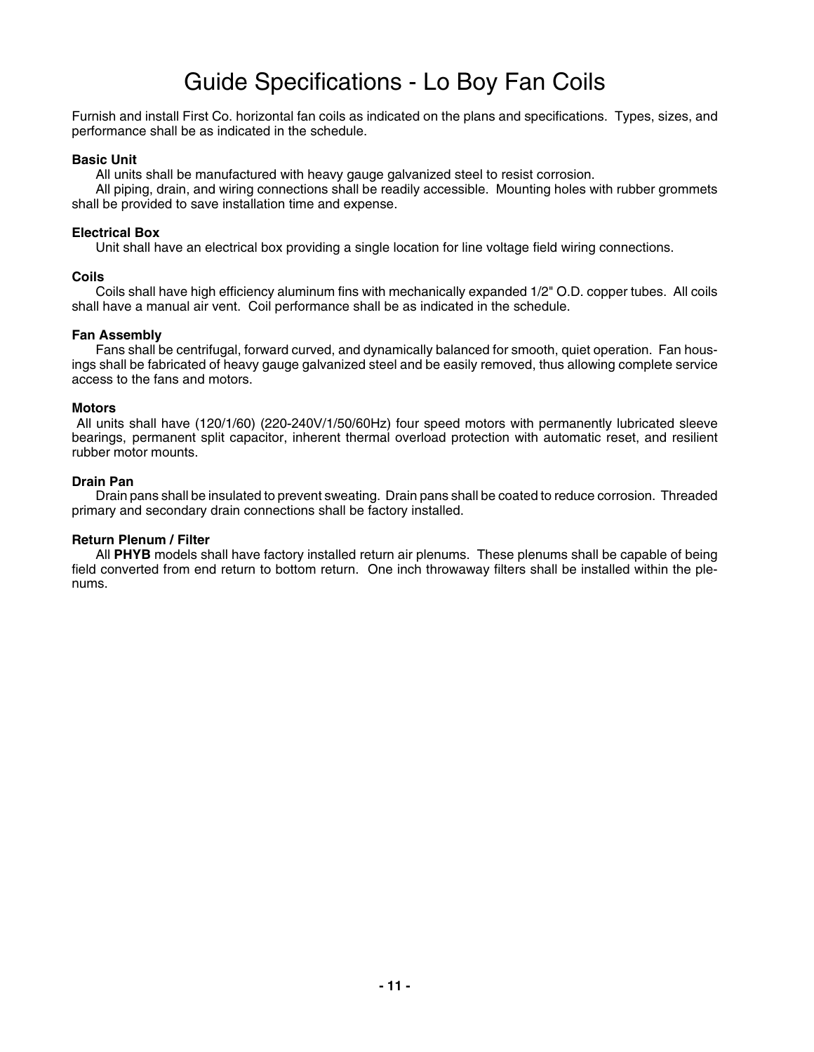# Guide Specifications - Lo Boy Fan Coils

Furnish and install First Co. horizontal fan coils as indicated on the plans and specifications. Types, sizes, and performance shall be as indicated in the schedule.

**Basic Unit**

All units shall be manufactured with heavy gauge galvanized steel to resist corrosion.

All piping, drain, and wiring connections shall be readily accessible. Mounting holes with rubber grommets shall be provided to save installation time and expense.

**Electrical Box**

Unit shall have an electrical box providing a single location for line voltage field wiring connections.

**Coils**

Coils shall have high efficiency aluminum fins with mechanically expanded 1/2" O.D. copper tubes. All coils shall have a manual air vent. Coil performance shall be as indicated in the schedule.

**Fan Assembly**

Fans shall be centrifugal, forward curved, and dynamically balanced for smooth, quiet operation. Fan housings shall be fabricated of heavy gauge galvanized steel and be easily removed, thus allowing complete service access to the fans and motors.

**Motors**

All units shall have (120/1/60) (220-240V/1/50/60Hz) four speed motors with permanently lubricated sleeve bearings, permanent split capacitor, inherent thermal overload protection with automatic reset, and resilient rubber motor mounts.

**Drain Pan**

Drain pans shall be insulated to prevent sweating. Drain pans shall be coated to reduce corrosion. Threaded primary and secondary drain connections shall be factory installed.

**Return Plenum / Filter**

All **PHYB** models shall have factory installed return air plenums. These plenums shall be capable of being field converted from end return to bottom return. One inch throwaway filters shall be installed within the plenums.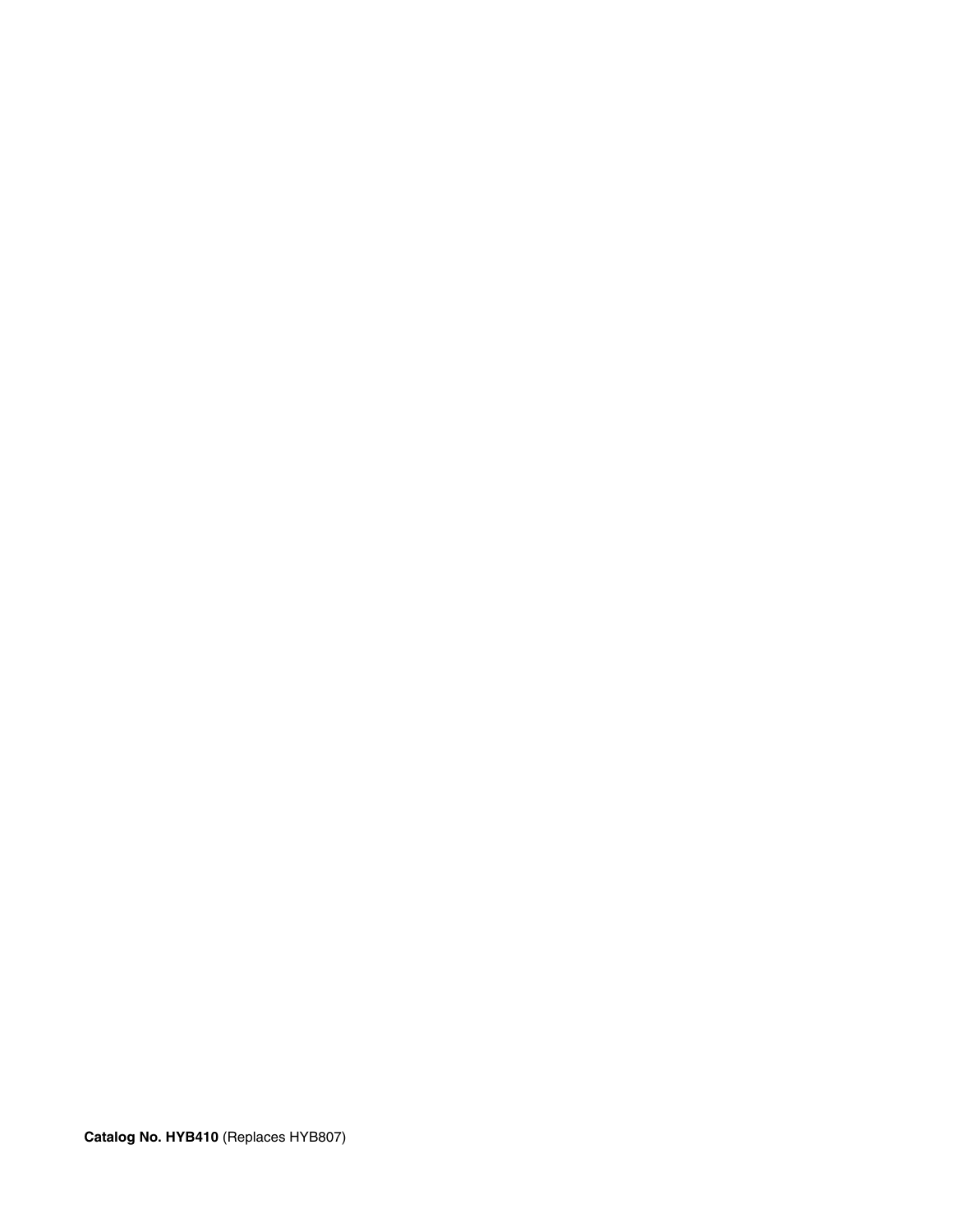**Catalog No. HYB410** (Replaces HYB807)